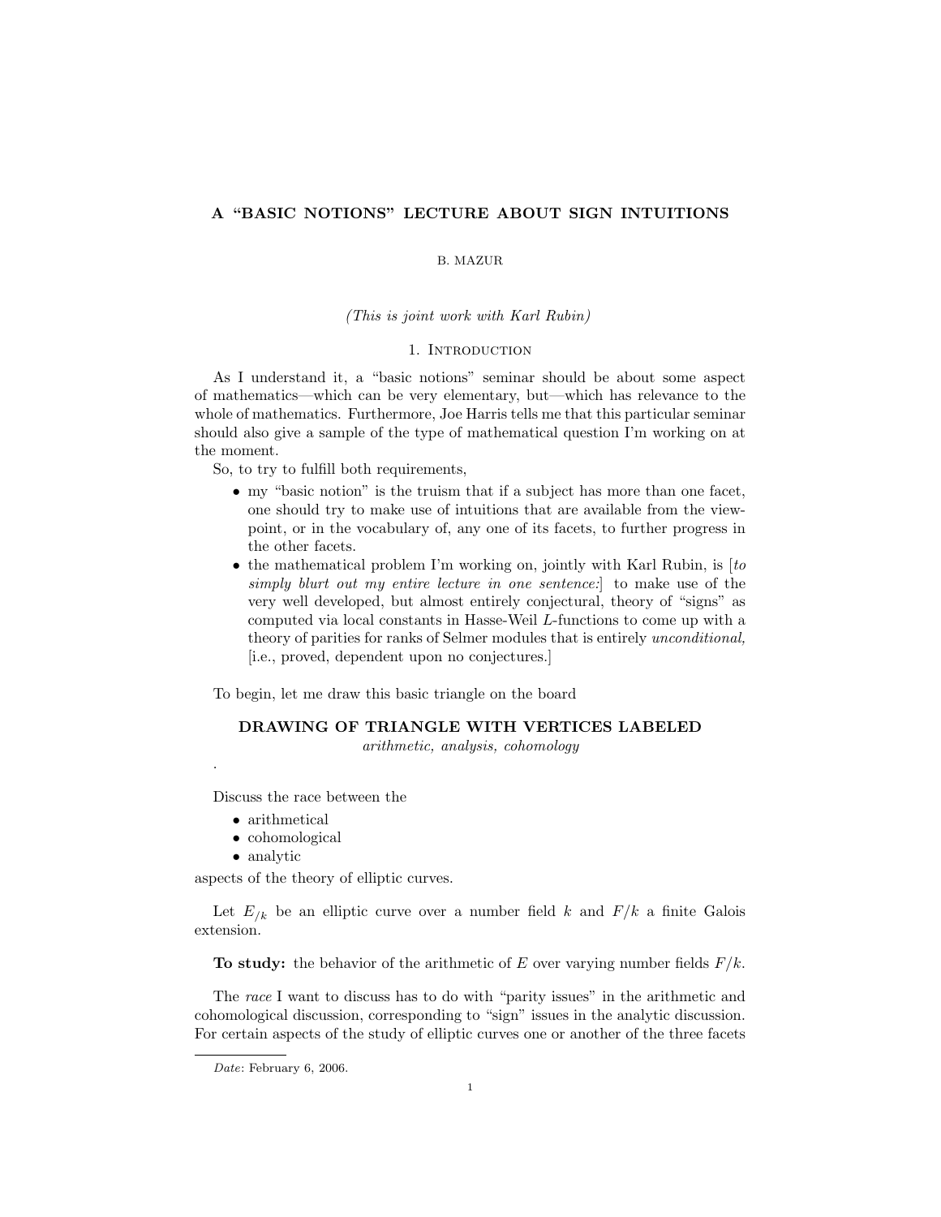# A "BASIC NOTIONS" LECTURE ABOUT SIGN INTUITIONS

B. MAZUR

*(This is joint work with Karl Rubin)*

## 1. Introduction

As I understand it, a "basic notions" seminar should be about some aspect of mathematics—which can be very elementary, but—which has relevance to the whole of mathematics. Furthermore, Joe Harris tells me that this particular seminar should also give a sample of the type of mathematical question I'm working on at the moment.

So, to try to fulfill both requirements,

- my "basic notion" is the truism that if a subject has more than one facet, one should try to make use of intuitions that are available from the viewpoint, or in the vocabulary of, any one of its facets, to further progress in the other facets.
- the mathematical problem I'm working on, jointly with Karl Rubin, is [*to simply blurt out my entire lecture in one sentence:*] to make use of the very well developed, but almost entirely conjectural, theory of "signs" as computed via local constants in Hasse-Weil $L$-functions to come up with a theory of parities for ranks of Selmer modules that is entirely *unconditional,* [i.e., proved, dependent upon no conjectures.]

To begin, let me draw this basic triangle on the board

**DRAWING OF TRIANGLE WITH VERTICES LABELED**
*arithmetic, analysis, cohomology*

.

Discuss the race between the

- arithmetical
- cohomological
- analytic

aspects of the theory of elliptic curves.

Let $E_{/k}$ be an elliptic curve over a number field $k$ and $F/k$ a finite Galois extension.

**To study:** the behavior of the arithmetic of $E$ over varying number fields $F/k$.

The *race* I want to discuss has to do with "parity issues" in the arithmetic and cohomological discussion, corresponding to "sign" issues in the analytic discussion. For certain aspects of the study of elliptic curves one or another of the three facets

*Date*: February 6, 2006.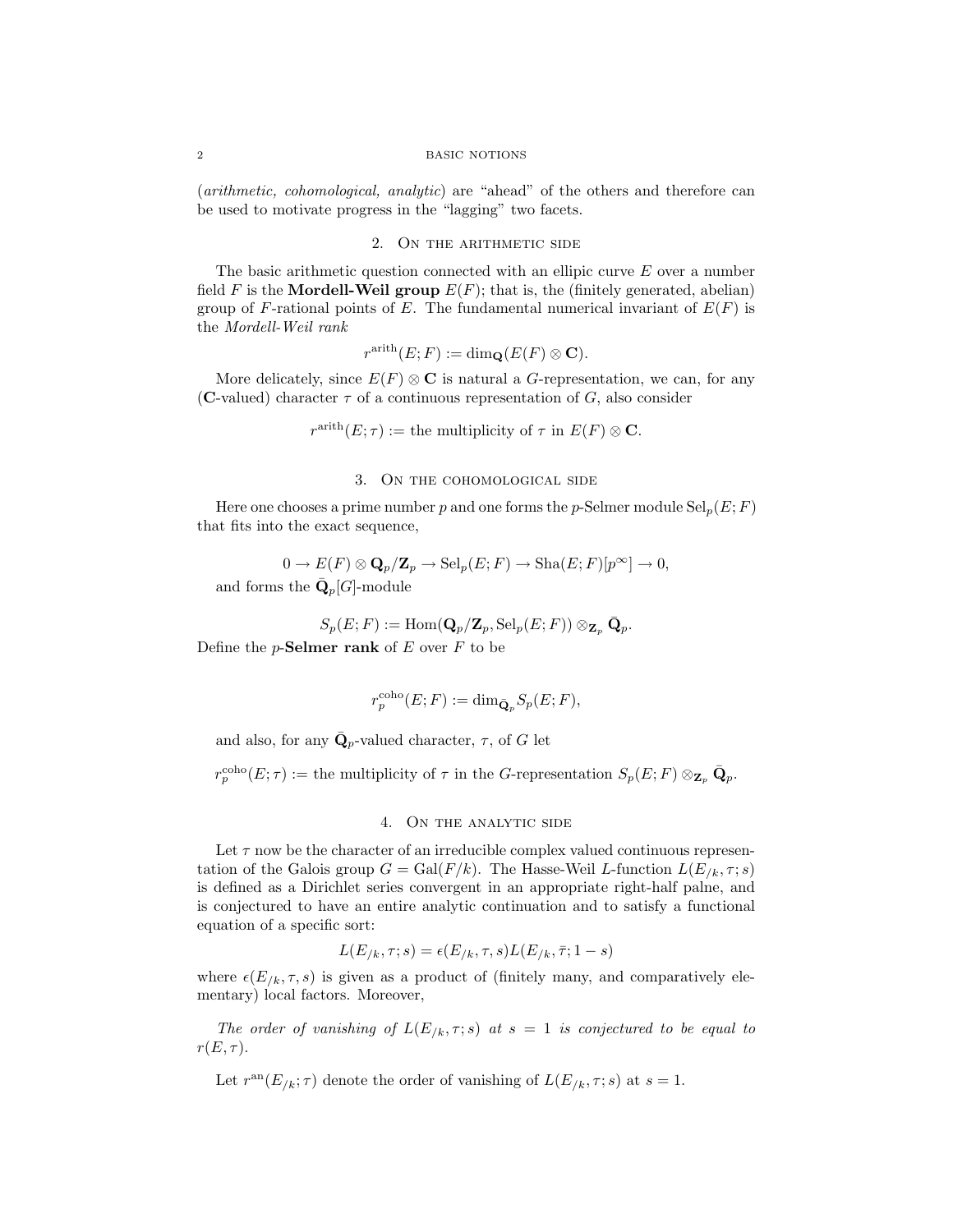(*arithmetic*, *cohomological*, *analytic*) are "ahead" of the others and therefore can be used to motivate progress in the "lagging" two facets.

## 2. On the arithmetic side

The basic arithmetic question connected with an ellipic curve $E$ over a number field $F$ is the **Mordell-Weil group** $E(F)$; that is, the (finitely generated, abelian) group of $F$-rational points of $E$. The fundamental numerical invariant of $E(F)$ is the *Mordell-Weil rank*

$$r^{\mathrm{arith}}(E;F) := \dim_{\mathbf{Q}}(E(F) \otimes \mathbf{C}).$$

More delicately, since $E(F) \otimes \mathbf{C}$ is natural a $G$-representation, we can, for any ($\mathbf{C}$-valued) character $\tau$ of a continuous representation of $G$, also consider

$$r^{\mathrm{arith}}(E;\tau) := \text{the multiplicity of } \tau \text{ in } E(F) \otimes \mathbf{C}.$$

## 3. On the cohomological side

Here one chooses a prime number $p$ and one forms the $p$-Selmer module $\mathrm{Sel}_p(E;F)$ that fits into the exact sequence,

$$0 \to E(F) \otimes \mathbf{Q}_p/\mathbf{Z}_p \to \mathrm{Sel}_p(E;F) \to \mathrm{Sha}(E;F)[p^\infty] \to 0,$$

and forms the $\bar{\mathbf{Q}}_p[G]$-module

$$S_p(E;F) := \mathrm{Hom}(\mathbf{Q}_p/\mathbf{Z}_p, \mathrm{Sel}_p(E;F)) \otimes_{\mathbf{Z}_p} \bar{\mathbf{Q}}_p.$$

Define the $p$**-Selmer rank** of $E$ over $F$ to be

$$r_p^{\mathrm{coho}}(E;F) := \dim_{\bar{\mathbf{Q}}_p} S_p(E;F),$$

and also, for any $\bar{\mathbf{Q}}_p$-valued character, $\tau$, of $G$ let

$$r_p^{\mathrm{coho}}(E;\tau) := \text{the multiplicity of } \tau \text{ in the } G\text{-representation } S_p(E;F) \otimes_{\mathbf{Z}_p} \bar{\mathbf{Q}}_p.$$

## 4. On the analytic side

Let $\tau$ now be the character of an irreducible complex valued continuous representation of the Galois group $G = \mathrm{Gal}(F/k)$. The Hasse-Weil $L$-function $L(E_{/k}, \tau; s)$ is defined as a Dirichlet series convergent in an appropriate right-half palne, and is conjectured to have an entire analytic continuation and to satisfy a functional equation of a specific sort:

$$L(E_{/k}, \tau; s) = \epsilon(E_{/k}, \tau, s) L(E_{/k}, \bar{\tau}; 1-s)$$

where $\epsilon(E_{/k}, \tau, s)$ is given as a product of (finitely many, and comparatively elementary) local factors. Moreover,

*The order of vanishing of $L(E_{/k}, \tau; s)$ at $s = 1$ is conjectured to be equal to $r(E, \tau)$.*

Let $r^{\mathrm{an}}(E_{/k}; \tau)$ denote the order of vanishing of $L(E_{/k}, \tau; s)$ at $s = 1$.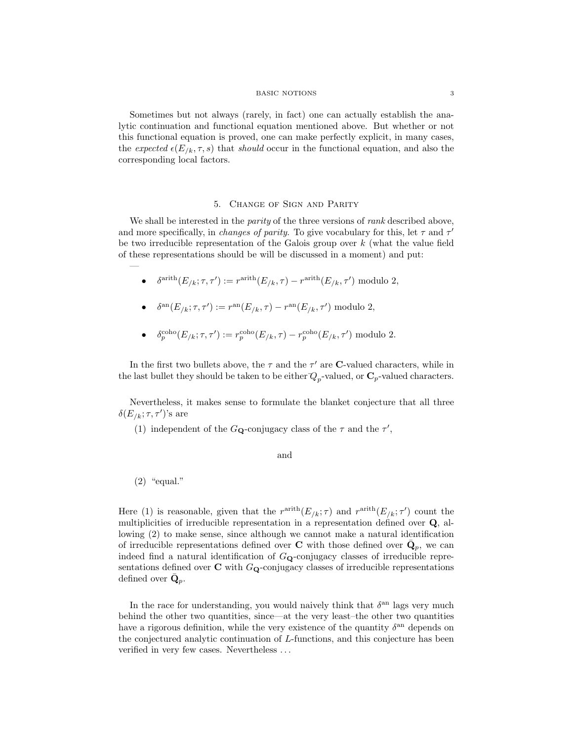Sometimes but not always (rarely, in fact) one can actually establish the analytic continuation and functional equation mentioned above. But whether or not this functional equation is proved, one can make perfectly explicit, in many cases, the *expected* $\epsilon(E_{/k}, \tau, s)$ that *should* occur in the functional equation, and also the corresponding local factors.

## 5. Change of Sign and Parity

We shall be interested in the *parity* of the three versions of *rank* described above, and more specifically, in *changes of parity*. To give vocabulary for this, let $\tau$ and $\tau'$ be two irreducible representation of the Galois group over $k$ (what the value field of these representations should be will be discussed in a moment) and put:

—

- $\delta^{\mathrm{arith}}(E_{/k}; \tau, \tau') := r^{\mathrm{arith}}(E_{/k}, \tau) - r^{\mathrm{arith}}(E_{/k}, \tau')$ modulo 2,
- $\delta^{\mathrm{an}}(E_{/k}; \tau, \tau') := r^{\mathrm{an}}(E_{/k}, \tau) - r^{\mathrm{an}}(E_{/k}, \tau')$ modulo 2,
- $\delta_p^{\mathrm{coho}}(E_{/k}; \tau, \tau') := r_p^{\mathrm{coho}}(E_{/k}, \tau) - r_p^{\mathrm{coho}}(E_{/k}, \tau')$ modulo 2.

In the first two bullets above, the $\tau$ and the $\tau'$ are $\mathbf{C}$-valued characters, while in the last bullet they should be taken to be either $\bar{Q}_p$-valued, or $\mathbf{C}_p$-valued characters.

Nevertheless, it makes sense to formulate the blanket conjecture that all three $\delta(E_{/k}; \tau, \tau')$'s are

(1) independent of the $G_{\mathbf{Q}}$-conjugacy class of the $\tau$ and the $\tau'$,

and

(2) "equal."

Here (1) is reasonable, given that the $r^{\mathrm{arith}}(E_{/k}; \tau)$ and $r^{\mathrm{arith}}(E_{/k}; \tau')$ count the multiplicities of irreducible representation in a representation defined over $\mathbf{Q}$, allowing (2) to make sense, since although we cannot make a natural identification of irreducible representations defined over $\mathbf{C}$ with those defined over $\bar{\mathbf{Q}}_p$, we can indeed find a natural identification of $G_{\mathbf{Q}}$-conjugacy classes of irreducible representations defined over $\mathbf{C}$ with $G_{\mathbf{Q}}$-conjugacy classes of irreducible representations defined over $\bar{\mathbf{Q}}_p$.

In the race for understanding, you would naively think that $\delta^{\mathrm{an}}$ lags very much behind the other two quantities, since—at the very least–the other two quantities have a rigorous definition, while the very existence of the quantity $\delta^{\mathrm{an}}$ depends on the conjectured analytic continuation of $L$-functions, and this conjecture has been verified in very few cases. Nevertheless . . .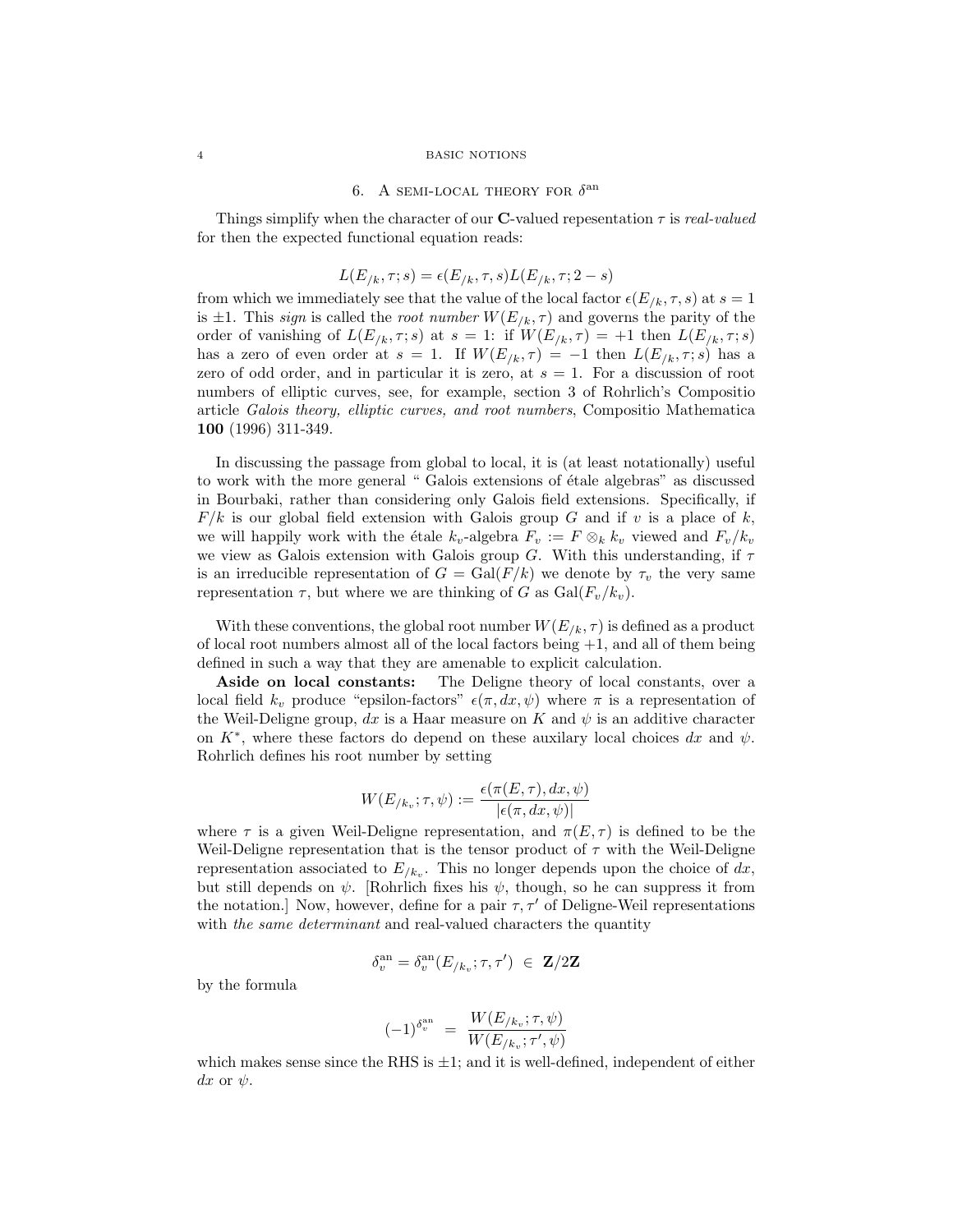## 6. A semi-local theory for $\delta^{\text{an}}$

Things simplify when the character of our $\mathbf{C}$-valued repesentation $\tau$ is *real-valued* for then the expected functional equation reads:

$$L(E_{/k}, \tau; s) = \epsilon(E_{/k}, \tau, s) L(E_{/k}, \tau; 2 - s)$$

from which we immediately see that the value of the local factor $\epsilon(E_{/k}, \tau, s)$ at $s = 1$ is $\pm 1$. This *sign* is called the *root number* $W(E_{/k}, \tau)$ and governs the parity of the order of vanishing of $L(E_{/k}, \tau; s)$ at $s = 1$: if $W(E_{/k}, \tau) = +1$ then $L(E_{/k}, \tau; s)$ has a zero of even order at $s = 1$. If $W(E_{/k}, \tau) = -1$ then $L(E_{/k}, \tau; s)$ has a zero of odd order, and in particular it is zero, at $s = 1$. For a discussion of root numbers of elliptic curves, see, for example, section 3 of Rohrlich's Compositio article *Galois theory, elliptic curves, and root numbers*, Compositio Mathematica **100** (1996) 311-349.

In discussing the passage from global to local, it is (at least notationally) useful to work with the more general " Galois extensions of étale algebras" as discussed in Bourbaki, rather than considering only Galois field extensions. Specifically, if $F/k$ is our global field extension with Galois group $G$ and if $v$ is a place of $k$, we will happily work with the étale $k_v$-algebra $F_v := F \otimes_k k_v$ viewed and $F_v/k_v$ we view as Galois extension with Galois group $G$. With this understanding, if $\tau$ is an irreducible representation of $G = \mathrm{Gal}(F/k)$ we denote by $\tau_v$ the very same representation $\tau$, but where we are thinking of $G$ as $\mathrm{Gal}(F_v/k_v)$.

With these conventions, the global root number $W(E_{/k}, \tau)$ is defined as a product of local root numbers almost all of the local factors being $+1$, and all of them being defined in such a way that they are amenable to explicit calculation.

**Aside on local constants:** The Deligne theory of local constants, over a local field $k_v$ produce "epsilon-factors" $\epsilon(\pi, dx, \psi)$ where $\pi$ is a representation of the Weil-Deligne group, $dx$ is a Haar measure on $K$ and $\psi$ is an additive character on $K^*$, where these factors do depend on these auxilary local choices $dx$ and $\psi$. Rohrlich defines his root number by setting

$$W(E_{/k_v}; \tau, \psi) := \frac{\epsilon(\pi(E, \tau), dx, \psi)}{|\epsilon(\pi, dx, \psi)|}$$

where $\tau$ is a given Weil-Deligne representation, and $\pi(E, \tau)$ is defined to be the Weil-Deligne representation that is the tensor product of $\tau$ with the Weil-Deligne representation associated to $E_{/k_v}$. This no longer depends upon the choice of $dx$, but still depends on $\psi$. [Rohrlich fixes his $\psi$, though, so he can suppress it from the notation.] Now, however, define for a pair $\tau, \tau'$ of Deligne-Weil representations with *the same determinant* and real-valued characters the quantity

$$\delta_v^{\text{an}} = \delta_v^{\text{an}}(E_{/k_v}; \tau, \tau') \in \mathbf{Z}/2\mathbf{Z}$$

by the formula

$$(-1)^{\delta_v^{\text{an}}} = \frac{W(E_{/k_v}; \tau, \psi)}{W(E_{/k_v}; \tau', \psi)}$$

which makes sense since the RHS is $\pm 1$; and it is well-defined, independent of either $dx$ or $\psi$.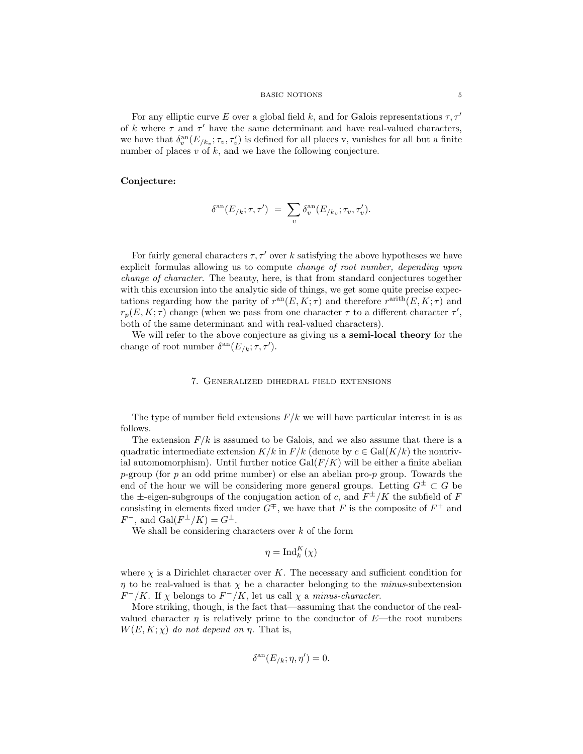For any elliptic curve $E$ over a global field $k$, and for Galois representations $\tau, \tau'$ of $k$ where $\tau$ and $\tau'$ have the same determinant and have real-valued characters, we have that $\delta_v^{\rm an}(E_{/k_v}; \tau_v, \tau'_v)$ is defined for all places v, vanishes for all but a finite number of places $v$ of $k$, and we have the following conjecture.

**Conjecture:**

$$\delta^{\rm an}(E_{/k}; \tau, \tau') \;=\; \sum_v \delta_v^{\rm an}(E_{/k_v}; \tau_v, \tau'_v).$$

For fairly general characters $\tau, \tau'$ over $k$ satisfying the above hypotheses we have explicit formulas allowing us to compute *change of root number, depending upon change of character*. The beauty, here, is that from standard conjectures together with this excursion into the analytic side of things, we get some quite precise expectations regarding how the parity of $r^{\rm an}(E, K; \tau)$ and therefore $r^{\rm arith}(E, K; \tau)$ and $r_p(E, K; \tau)$ change (when we pass from one character $\tau$ to a different character $\tau'$, both of the same determinant and with real-valued characters).

We will refer to the above conjecture as giving us a **semi-local theory** for the change of root number $\delta^{\rm an}(E_{/k}; \tau, \tau')$.

## 7. Generalized dihedral field extensions

The type of number field extensions $F/k$ we will have particular interest in is as follows.

The extension $F/k$ is assumed to be Galois, and we also assume that there is a quadratic intermediate extension $K/k$ in $F/k$ (denote by $c \in {\rm Gal}(K/k)$ the nontrivial automomorphism). Until further notice ${\rm Gal}(F/K)$ will be either a finite abelian $p$-group (for $p$ an odd prime number) or else an abelian pro-$p$ group. Towards the end of the hour we will be considering more general groups. Letting $G^{\pm} \subset G$ be the $\pm$-eigen-subgroups of the conjugation action of $c$, and $F^{\pm}/K$ the subfield of $F$ consisting in elements fixed under $G^{\mp}$, we have that $F$ is the composite of $F^+$ and $F^-$, and ${\rm Gal}(F^{\pm}/K) = G^{\pm}$.

We shall be considering characters over $k$ of the form

$$\eta = {\rm Ind}_k^K(\chi)$$

where $\chi$ is a Dirichlet character over $K$. The necessary and sufficient condition for $\eta$ to be real-valued is that $\chi$ be a character belonging to the *minus*-subextension $F^-/K$. If $\chi$ belongs to $F^-/K$, let us call $\chi$ a *minus-character*.

More striking, though, is the fact that—assuming that the conductor of the real-valued character $\eta$ is relatively prime to the conductor of $E$—the root numbers $W(E, K; \chi)$ *do not depend on* $\eta$. That is,

$$\delta^{\rm an}(E_{/k}; \eta, \eta') = 0.$$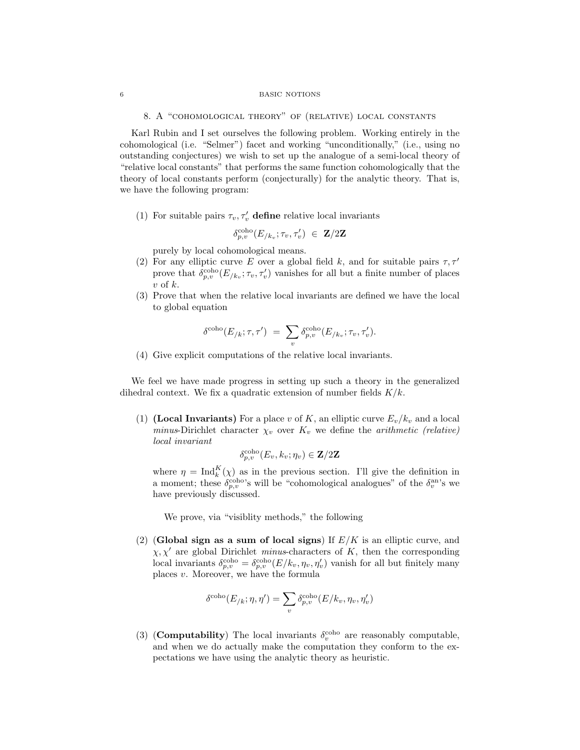## 8. A "cohomological theory" of (relative) local constants

Karl Rubin and I set ourselves the following problem. Working entirely in the cohomological (i.e. "Selmer") facet and working "unconditionally," (i.e., using no outstanding conjectures) we wish to set up the analogue of a semi-local theory of "relative local constants" that performs the same function cohomologically that the theory of local constants perform (conjecturally) for the analytic theory. That is, we have the following program:

1. For suitable pairs $\tau_v, \tau_v'$ **define** relative local invariants
$$\delta_{p,v}^{\mathrm{coho}}(E_{/k_v}; \tau_v, \tau_v') \ \in \ \mathbf{Z}/2\mathbf{Z}$$
purely by local cohomological means.
2. For any elliptic curve $E$ over a global field $k$, and for suitable pairs $\tau, \tau'$ prove that $\delta_{p,v}^{\mathrm{coho}}(E_{/k_v}; \tau_v, \tau_v')$ vanishes for all but a finite number of places $v$ of $k$.
3. Prove that when the relative local invariants are defined we have the local to global equation
$$\delta^{\mathrm{coho}}(E_{/k}; \tau, \tau') \ = \ \sum_v \delta_{p,v}^{\mathrm{coho}}(E_{/k_v}; \tau_v, \tau_v').$$
4. Give explicit computations of the relative local invariants.

We feel we have made progress in setting up such a theory in the generalized dihedral context. We fix a quadratic extension of number fields $K/k$.

1. **(Local Invariants)** For a place $v$ of $K$, an elliptic curve $E_v/k_v$ and a local *minus*-Dirichlet character $\chi_v$ over $K_v$ we define the *arithmetic (relative) local invariant*
$$\delta_{p,v}^{\mathrm{coho}}(E_v, k_v; \eta_v) \in \mathbf{Z}/2\mathbf{Z}$$
where $\eta = \mathrm{Ind}_k^K(\chi)$ as in the previous section. I'll give the definition in a moment; these $\delta_{p,v}^{\mathrm{coho}}$'s will be "cohomological analogues" of the $\delta_v^{\mathrm{an}}$'s we have previously discussed.

   We prove, via "visiblity methods," the following

2. (**Global sign as a sum of local signs**) If $E/K$ is an elliptic curve, and $\chi, \chi'$ are global Dirichlet *minus*-characters of $K$, then the corresponding local invariants $\delta_{p,v}^{\mathrm{coho}} = \delta_{p,v}^{\mathrm{coho}}(E/k_v, \eta_v, \eta_v')$ vanish for all but finitely many places $v$. Moreover, we have the formula
$$\delta^{\mathrm{coho}}(E_{/k}; \eta, \eta') = \sum_v \delta_{p,v}^{\mathrm{coho}}(E/k_v, \eta_v, \eta_v')$$
3. (**Computability**) The local invariants $\delta_v^{\mathrm{coho}}$ are reasonably computable, and when we do actually make the computation they conform to the expectations we have using the analytic theory as heuristic.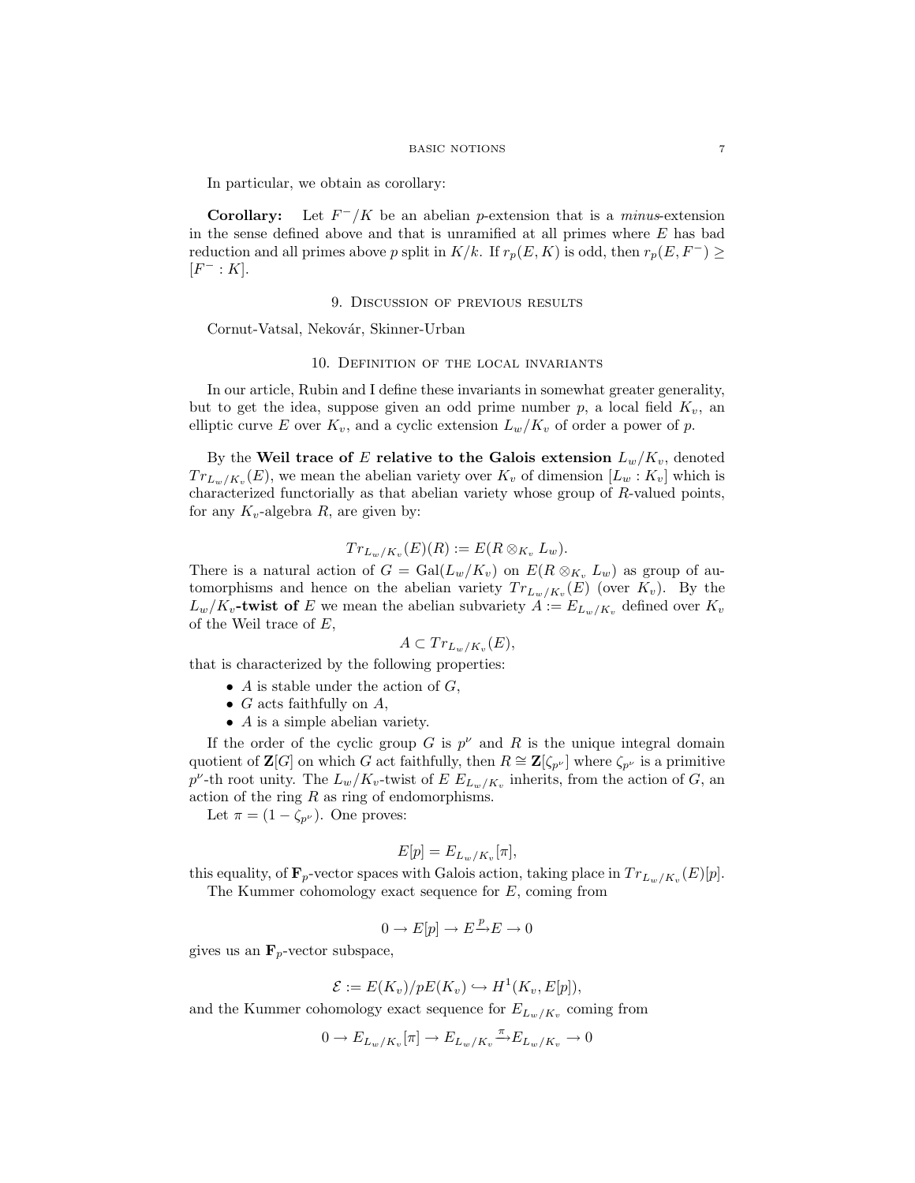In particular, we obtain as corollary:

**Corollary:** Let $F^-/K$ be an abelian $p$-extension that is a *minus*-extension in the sense defined above and that is unramified at all primes where $E$ has bad reduction and all primes above $p$ split in $K/k$. If $r_p(E,K)$ is odd, then $r_p(E,F^-) \geq [F^- : K]$.

## 9. Discussion of previous results

Cornut-Vatsal, Nekovár, Skinner-Urban

## 10. Definition of the local invariants

In our article, Rubin and I define these invariants in somewhat greater generality, but to get the idea, suppose given an odd prime number $p$, a local field $K_v$, an elliptic curve $E$ over $K_v$, and a cyclic extension $L_w/K_v$ of order a power of $p$.

By the **Weil trace of $E$ relative to the Galois extension** $L_w/K_v$, denoted $Tr_{L_w/K_v}(E)$, we mean the abelian variety over $K_v$ of dimension $[L_w : K_v]$ which is characterized functorially as that abelian variety whose group of $R$-valued points, for any $K_v$-algebra $R$, are given by:

$$Tr_{L_w/K_v}(E)(R) := E(R \otimes_{K_v} L_w).$$

There is a natural action of $G = \mathrm{Gal}(L_w/K_v)$ on $E(R \otimes_{K_v} L_w)$ as group of automorphisms and hence on the abelian variety $Tr_{L_w/K_v}(E)$ (over $K_v$). By the $L_w/K_v$**-twist of** $E$ we mean the abelian subvariety $A := E_{L_w/K_v}$ defined over $K_v$ of the Weil trace of $E$,

$$A \subset Tr_{L_w/K_v}(E),$$

that is characterized by the following properties:

- $A$ is stable under the action of $G$,
- $G$ acts faithfully on $A$,
- $A$ is a simple abelian variety.

If the order of the cyclic group $G$ is $p^\nu$ and $R$ is the unique integral domain quotient of $\mathbf{Z}[G]$ on which $G$ act faithfully, then $R \cong \mathbf{Z}[\zeta_{p^\nu}]$ where $\zeta_{p^\nu}$ is a primitive $p^\nu$-th root unity. The $L_w/K_v$-twist of $E$ $E_{L_w/K_v}$ inherits, from the action of $G$, an action of the ring $R$ as ring of endomorphisms.

Let $\pi = (1 - \zeta_{p^\nu})$. One proves:

$$E[p] = E_{L_w/K_v}[\pi],$$

this equality, of $\mathbf{F}_p$-vector spaces with Galois action, taking place in $Tr_{L_w/K_v}(E)[p]$.

The Kummer cohomology exact sequence for $E$, coming from

$$0 \to E[p] \to E \xrightarrow{p} E \to 0$$

gives us an $\mathbf{F}_p$-vector subspace,

$$\mathcal{E} := E(K_v)/pE(K_v) \hookrightarrow H^1(K_v, E[p]),$$

and the Kummer cohomology exact sequence for $E_{L_w/K_v}$ coming from

$$0 \to E_{L_w/K_v}[\pi] \to E_{L_w/K_v} \xrightarrow{\pi} E_{L_w/K_v} \to 0$$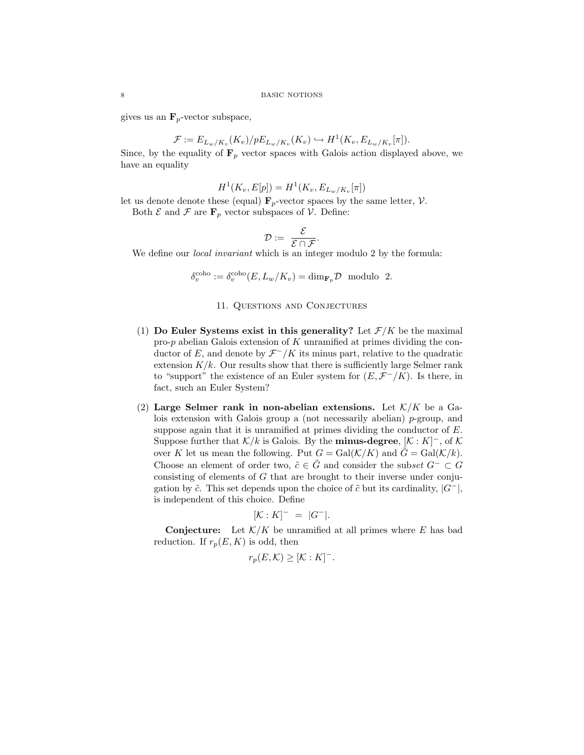gives us an $\mathbf{F}_p$-vector subspace,

$$\mathcal{F} := E_{L_w/K_v}(K_v)/pE_{L_w/K_v}(K_v) \hookrightarrow H^1(K_v, E_{L_w/K_v}[\pi]).$$

Since, by the equality of $\mathbf{F}_p$ vector spaces with Galois action displayed above, we have an equality

$$H^1(K_v, E[p]) = H^1(K_v, E_{L_w/K_v}[\pi])$$

let us denote denote these (equal) $\mathbf{F}_p$-vector spaces by the same letter, $\mathcal{V}$.

Both $\mathcal{E}$ and $\mathcal{F}$ are $\mathbf{F}_p$ vector subspaces of $\mathcal{V}$. Define:

$$\mathcal{D} := \frac{\mathcal{E}}{\mathcal{E} \cap \mathcal{F}}.$$

We define our *local invariant* which is an integer modulo 2 by the formula:

$$\delta_v^{\text{coho}} := \delta_v^{\text{coho}}(E, L_w/K_v) = \dim_{\mathbf{F}_p} \mathcal{D} \ \text{ modulo } \ 2.$$

## 11. Questions and Conjectures

(1) **Do Euler Systems exist in this generality?** Let $\mathcal{F}/K$ be the maximal pro-$p$ abelian Galois extension of $K$ unramified at primes dividing the conductor of $E$, and denote by $\mathcal{F}^-/K$ its minus part, relative to the quadratic extension $K/k$. Our results show that there is sufficiently large Selmer rank to "support" the existence of an Euler system for $(E, \mathcal{F}^-/K)$. Is there, in fact, such an Euler System?

(2) **Large Selmer rank in non-abelian extensions.** Let $\mathcal{K}/K$ be a Galois extension with Galois group a (not necessarily abelian) $p$-group, and suppose again that it is unramified at primes dividing the conductor of $E$. Suppose further that $\mathcal{K}/k$ is Galois. By the **minus-degree**, $[\mathcal{K} : K]^-$, of $\mathcal{K}$ over $K$ let us mean the following. Put $G = \mathrm{Gal}(\mathcal{K}/K)$ and $\tilde{G} = \mathrm{Gal}(\mathcal{K}/k)$. Choose an element of order two, $\tilde{c} \in \tilde{G}$ and consider the sub*set* $G^- \subset G$ consisting of elements of $G$ that are brought to their inverse under conjugation by $\tilde{c}$. This set depends upon the choice of $\tilde{c}$ but its cardinality, $|G^-|$, is independent of this choice. Define

$$[\mathcal{K} : K]^- \ = \ |G^-|.$$

**Conjecture:** Let $\mathcal{K}/K$ be unramified at all primes where $E$ has bad reduction. If $r_p(E, K)$ is odd, then

$$r_p(E, \mathcal{K}) \geq [\mathcal{K} : K]^-.$$